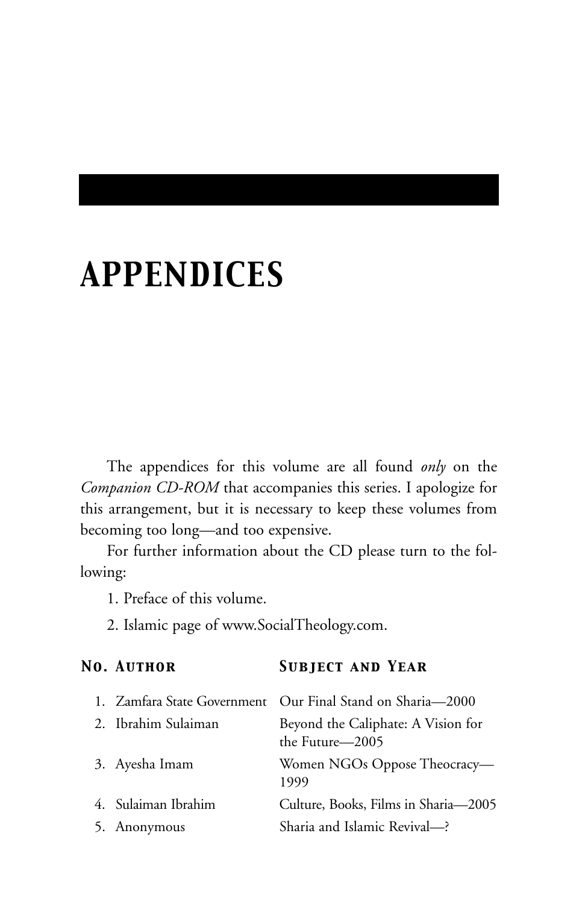# *APPENDICES*

The appendices for this volume are all found *only* on the *Companion CD-ROM* that accompanies this series. I apologize for this arrangement, but it is necessary to keep these volumes from becoming too long—and too expensive.

For further information about the CD please turn to the following:

1. Preface of this volume.
2. Islamic page of www.SocialTheology.com.

| No. | Author | Subject and Year |
|---|---|---|
| 1. | Zamfara State Government | Our Final Stand on Sharia—2000 |
| 2. | Ibrahim Sulaiman | Beyond the Caliphate: A Vision for the Future—2005 |
| 3. | Ayesha Imam | Women NGOs Oppose Theocracy—1999 |
| 4. | Sulaiman Ibrahim | Culture, Books, Films in Sharia—2005 |
| 5. | Anonymous | Sharia and Islamic Revival—? |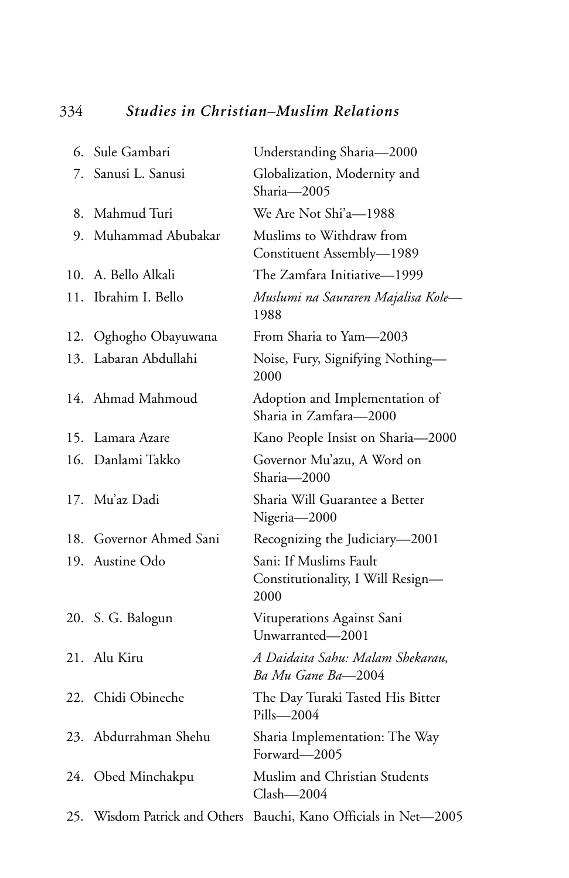| | | |
|---|---|---|
| 6. | Sule Gambari | Understanding Sharia—2000 |
| 7. | Sanusi L. Sanusi | Globalization, Modernity and Sharia—2005 |
| 8. | Mahmud Turi | We Are Not Shi'a—1988 |
| 9. | Muhammad Abubakar | Muslims to Withdraw from Constituent Assembly—1989 |
| 10. | A. Bello Alkali | The Zamfara Initiative—1999 |
| 11. | Ibrahim I. Bello | *Muslumi na Sauraren Majalisa Kole*—1988 |
| 12. | Oghogho Obayuwana | From Sharia to Yam—2003 |
| 13. | Labaran Abdullahi | Noise, Fury, Signifying Nothing—2000 |
| 14. | Ahmad Mahmoud | Adoption and Implementation of Sharia in Zamfara—2000 |
| 15. | Lamara Azare | Kano People Insist on Sharia—2000 |
| 16. | Danlami Takko | Governor Mu'azu, A Word on Sharia—2000 |
| 17. | Mu'az Dadi | Sharia Will Guarantee a Better Nigeria—2000 |
| 18. | Governor Ahmed Sani | Recognizing the Judiciary—2001 |
| 19. | Austine Odo | Sani: If Muslims Fault Constitutionality, I Will Resign—2000 |
| 20. | S. G. Balogun | Vituperations Against Sani Unwarranted—2001 |
| 21. | Alu Kiru | *A Daidaita Sahu: Malam Shekarau, Ba Mu Gane Ba*—2004 |
| 22. | Chidi Obineche | The Day Turaki Tasted His Bitter Pills—2004 |
| 23. | Abdurrahman Shehu | Sharia Implementation: The Way Forward—2005 |
| 24. | Obed Minchakpu | Muslim and Christian Students Clash—2004 |
| 25. | Wisdom Patrick and Others | Bauchi, Kano Officials in Net—2005 |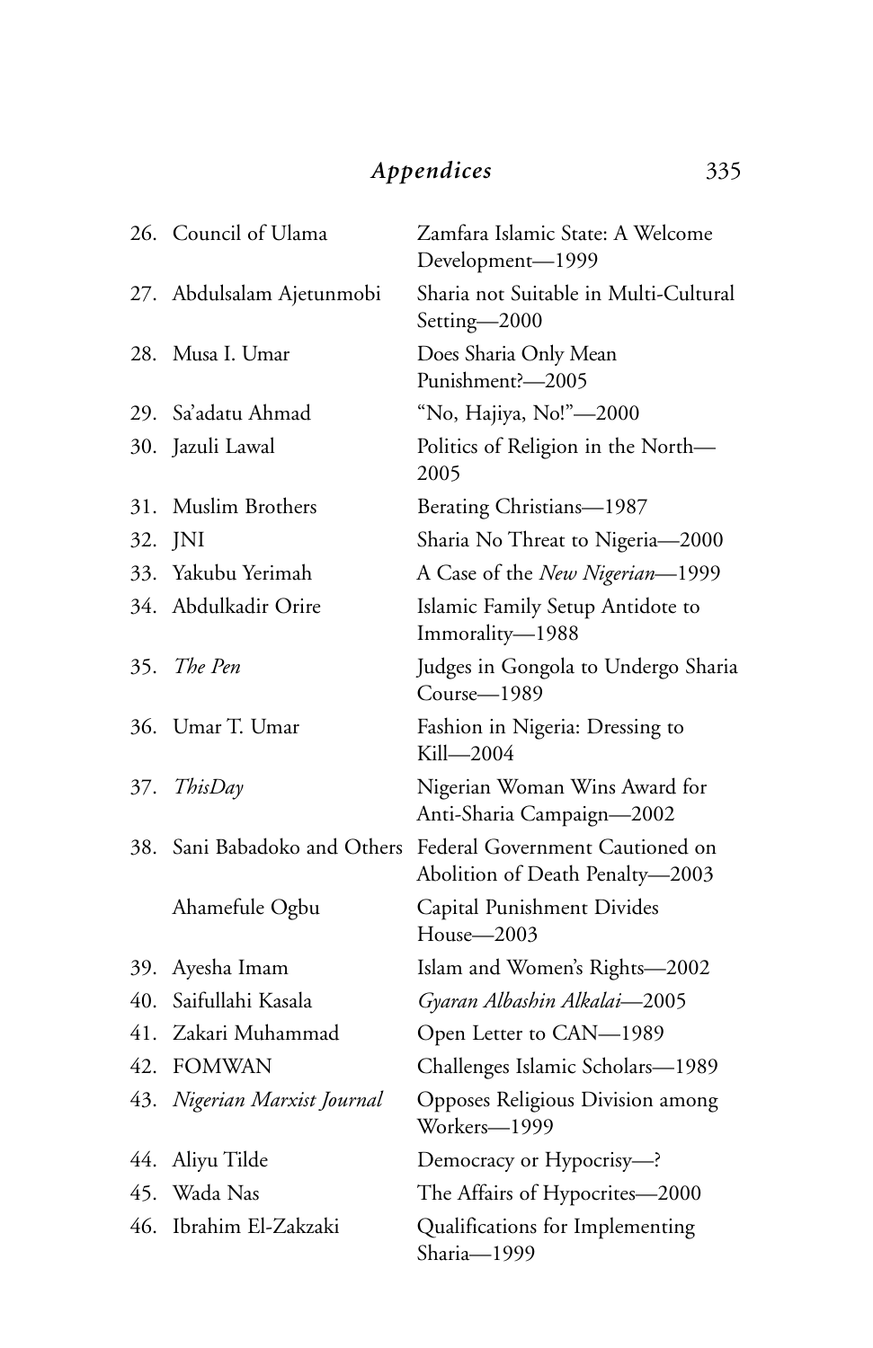| | | |
|---|---|---|
| 26. | Council of Ulama | Zamfara Islamic State: A Welcome Development—1999 |
| 27. | Abdulsalam Ajetunmobi | Sharia not Suitable in Multi-Cultural Setting—2000 |
| 28. | Musa I. Umar | Does Sharia Only Mean Punishment?—2005 |
| 29. | Sa'adatu Ahmad | "No, Hajiya, No!"—2000 |
| 30. | Jazuli Lawal | Politics of Religion in the North—2005 |
| 31. | Muslim Brothers | Berating Christians—1987 |
| 32. | JNI | Sharia No Threat to Nigeria—2000 |
| 33. | Yakubu Yerimah | A Case of the *New Nigerian*—1999 |
| 34. | Abdulkadir Orire | Islamic Family Setup Antidote to Immorality—1988 |
| 35. | *The Pen* | Judges in Gongola to Undergo Sharia Course—1989 |
| 36. | Umar T. Umar | Fashion in Nigeria: Dressing to Kill—2004 |
| 37. | *ThisDay* | Nigerian Woman Wins Award for Anti-Sharia Campaign—2002 |
| 38. | Sani Babadoko and Others | Federal Government Cautioned on Abolition of Death Penalty—2003 |
| | Ahamefule Ogbu | Capital Punishment Divides House—2003 |
| 39. | Ayesha Imam | Islam and Women's Rights—2002 |
| 40. | Saifullahi Kasala | *Gyaran Albashin Alkalai*—2005 |
| 41. | Zakari Muhammad | Open Letter to CAN—1989 |
| 42. | FOMWAN | Challenges Islamic Scholars—1989 |
| 43. | *Nigerian Marxist Journal* | Opposes Religious Division among Workers—1999 |
| 44. | Aliyu Tilde | Democracy or Hypocrisy—? |
| 45. | Wada Nas | The Affairs of Hypocrites—2000 |
| 46. | Ibrahim El-Zakzaki | Qualifications for Implementing Sharia—1999 |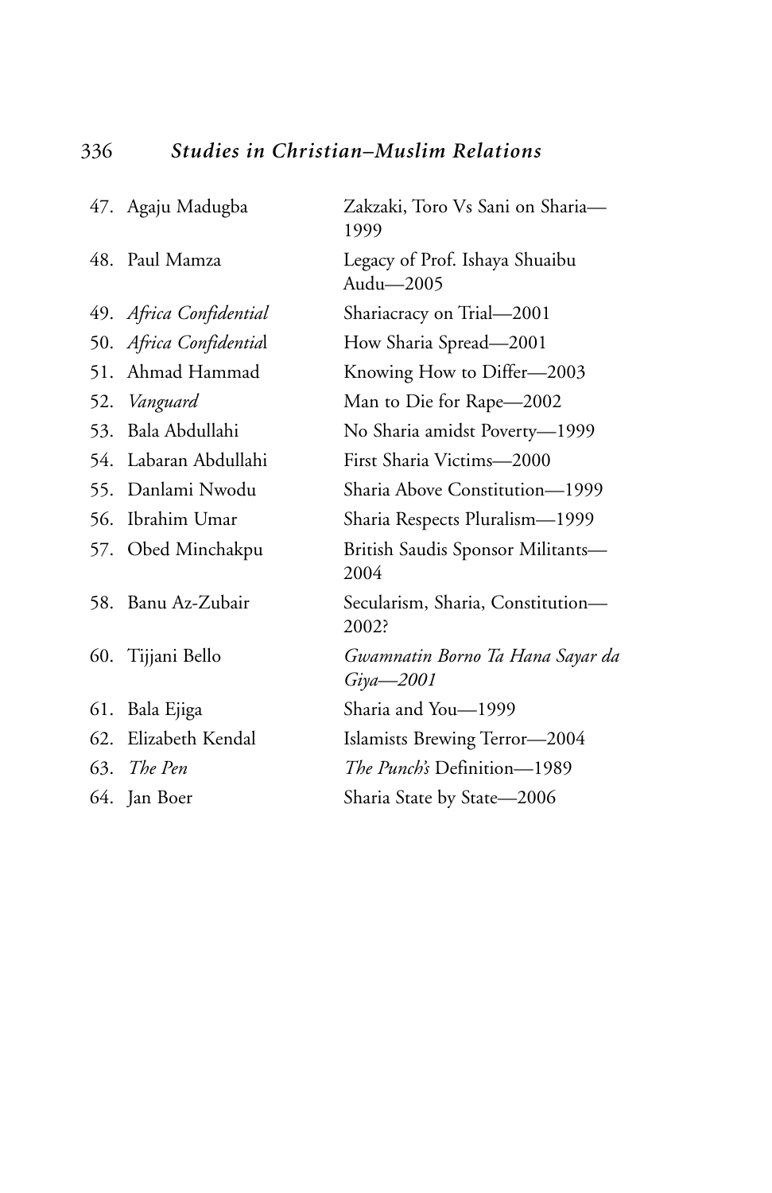| | | |
|---|---|---|
| 47. | Agaju Madugba | Zakzaki, Toro Vs Sani on Sharia—1999 |
| 48. | Paul Mamza | Legacy of Prof. Ishaya Shuaibu Audu—2005 |
| 49. | *Africa Confidential* | Shariacracy on Trial—2001 |
| 50. | *Africa Confidential* | How Sharia Spread—2001 |
| 51. | Ahmad Hammad | Knowing How to Differ—2003 |
| 52. | *Vanguard* | Man to Die for Rape—2002 |
| 53. | Bala Abdullahi | No Sharia amidst Poverty—1999 |
| 54. | Labaran Abdullahi | First Sharia Victims—2000 |
| 55. | Danlami Nwodu | Sharia Above Constitution—1999 |
| 56. | Ibrahim Umar | Sharia Respects Pluralism—1999 |
| 57. | Obed Minchakpu | British Saudis Sponsor Militants—2004 |
| 58. | Banu Az-Zubair | Secularism, Sharia, Constitution—2002? |
| 60. | Tijjani Bello | *Gwamnatin Borno Ta Hana Sayar da Giya—2001* |
| 61. | Bala Ejiga | Sharia and You—1999 |
| 62. | Elizabeth Kendal | Islamists Brewing Terror—2004 |
| 63. | *The Pen* | *The Punch's* Definition—1989 |
| 64. | Jan Boer | Sharia State by State—2006 |